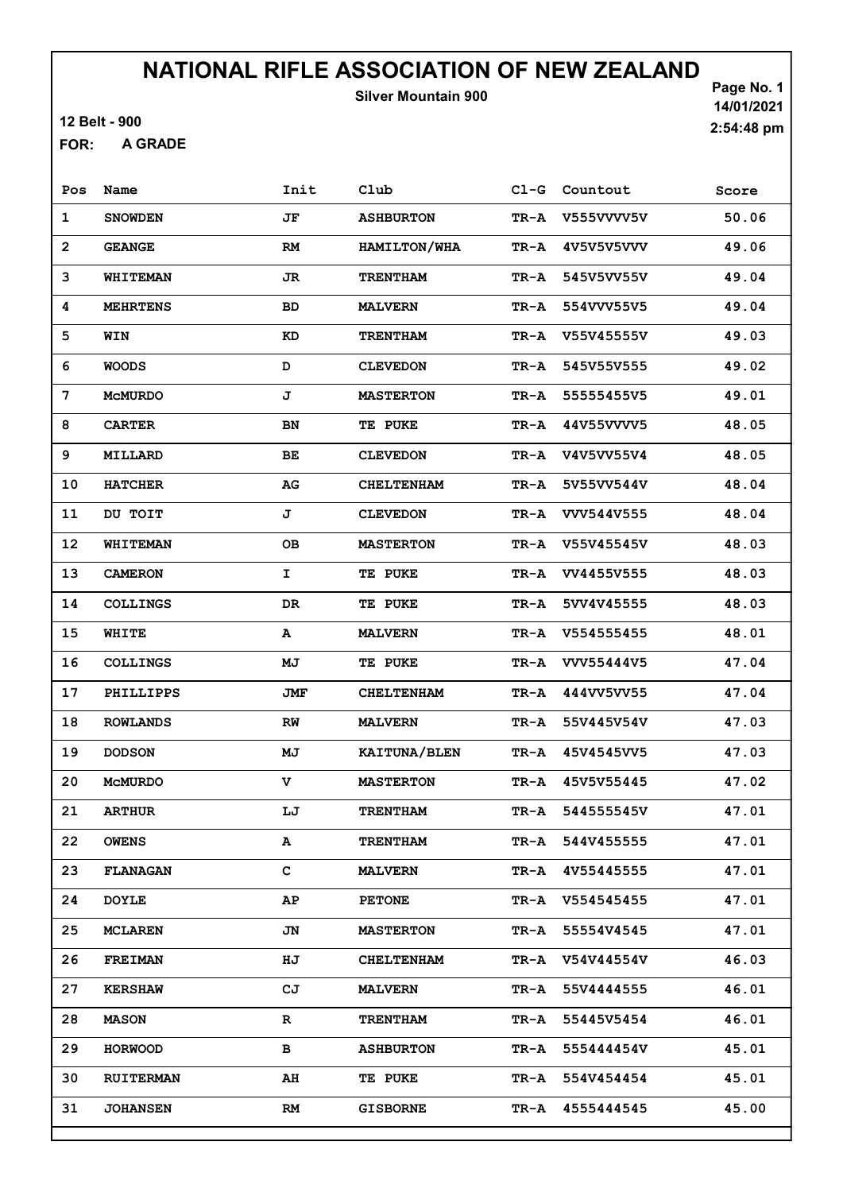# NATIONAL RIFLE ASSOCIATION OF NEW ZEALAND

**Silver Mountain 900**

12 Belt - 900

FOR: A GRADE

Page No. 1
14/01/2021
2:54:48 pm

| Pos | Name | Init | Club | Cl-G | Countout | Score |
|---|---|---|---|---|---|---|
| 1 | SNOWDEN | JF | ASHBURTON | TR-A | V555VVVV5V | 50.06 |
| 2 | GEANGE | RM | HAMILTON/WHA | TR-A | 4V5V5V5VVV | 49.06 |
| 3 | WHITEMAN | JR | TRENTHAM | TR-A | 545V5VV55V | 49.04 |
| 4 | MEHRTENS | BD | MALVERN | TR-A | 554VVV55V5 | 49.04 |
| 5 | WIN | KD | TRENTHAM | TR-A | V55V45555V | 49.03 |
| 6 | WOODS | D | CLEVEDON | TR-A | 545V55V555 | 49.02 |
| 7 | McMURDO | J | MASTERTON | TR-A | 55555455V5 | 49.01 |
| 8 | CARTER | BN | TE PUKE | TR-A | 44V55VVVV5 | 48.05 |
| 9 | MILLARD | BE | CLEVEDON | TR-A | V4V5VV55V4 | 48.05 |
| 10 | HATCHER | AG | CHELTENHAM | TR-A | 5V55VV544V | 48.04 |
| 11 | DU TOIT | J | CLEVEDON | TR-A | VVV544V555 | 48.04 |
| 12 | WHITEMAN | OB | MASTERTON | TR-A | V55V45545V | 48.03 |
| 13 | CAMERON | I | TE PUKE | TR-A | VV4455V555 | 48.03 |
| 14 | COLLINGS | DR | TE PUKE | TR-A | 5VV4V45555 | 48.03 |
| 15 | WHITE | A | MALVERN | TR-A | V554555455 | 48.01 |
| 16 | COLLINGS | MJ | TE PUKE | TR-A | VVV55444V5 | 47.04 |
| 17 | PHILLIPPS | JMF | CHELTENHAM | TR-A | 444VV5VV55 | 47.04 |
| 18 | ROWLANDS | RW | MALVERN | TR-A | 55V445V54V | 47.03 |
| 19 | DODSON | MJ | KAITUNA/BLEN | TR-A | 45V4545VV5 | 47.03 |
| 20 | McMURDO | V | MASTERTON | TR-A | 45V5V55445 | 47.02 |
| 21 | ARTHUR | LJ | TRENTHAM | TR-A | 544555545V | 47.01 |
| 22 | OWENS | A | TRENTHAM | TR-A | 544V455555 | 47.01 |
| 23 | FLANAGAN | C | MALVERN | TR-A | 4V55445555 | 47.01 |
| 24 | DOYLE | AP | PETONE | TR-A | V554545455 | 47.01 |
| 25 | MCLAREN | JN | MASTERTON | TR-A | 55554V4545 | 47.01 |
| 26 | FREIMAN | HJ | CHELTENHAM | TR-A | V54V44554V | 46.03 |
| 27 | KERSHAW | CJ | MALVERN | TR-A | 55V4444555 | 46.01 |
| 28 | MASON | R | TRENTHAM | TR-A | 55445V5454 | 46.01 |
| 29 | HORWOOD | B | ASHBURTON | TR-A | 555444454V | 45.01 |
| 30 | RUITERMAN | AH | TE PUKE | TR-A | 554V454454 | 45.01 |
| 31 | JOHANSEN | RM | GISBORNE | TR-A | 4555444545 | 45.00 |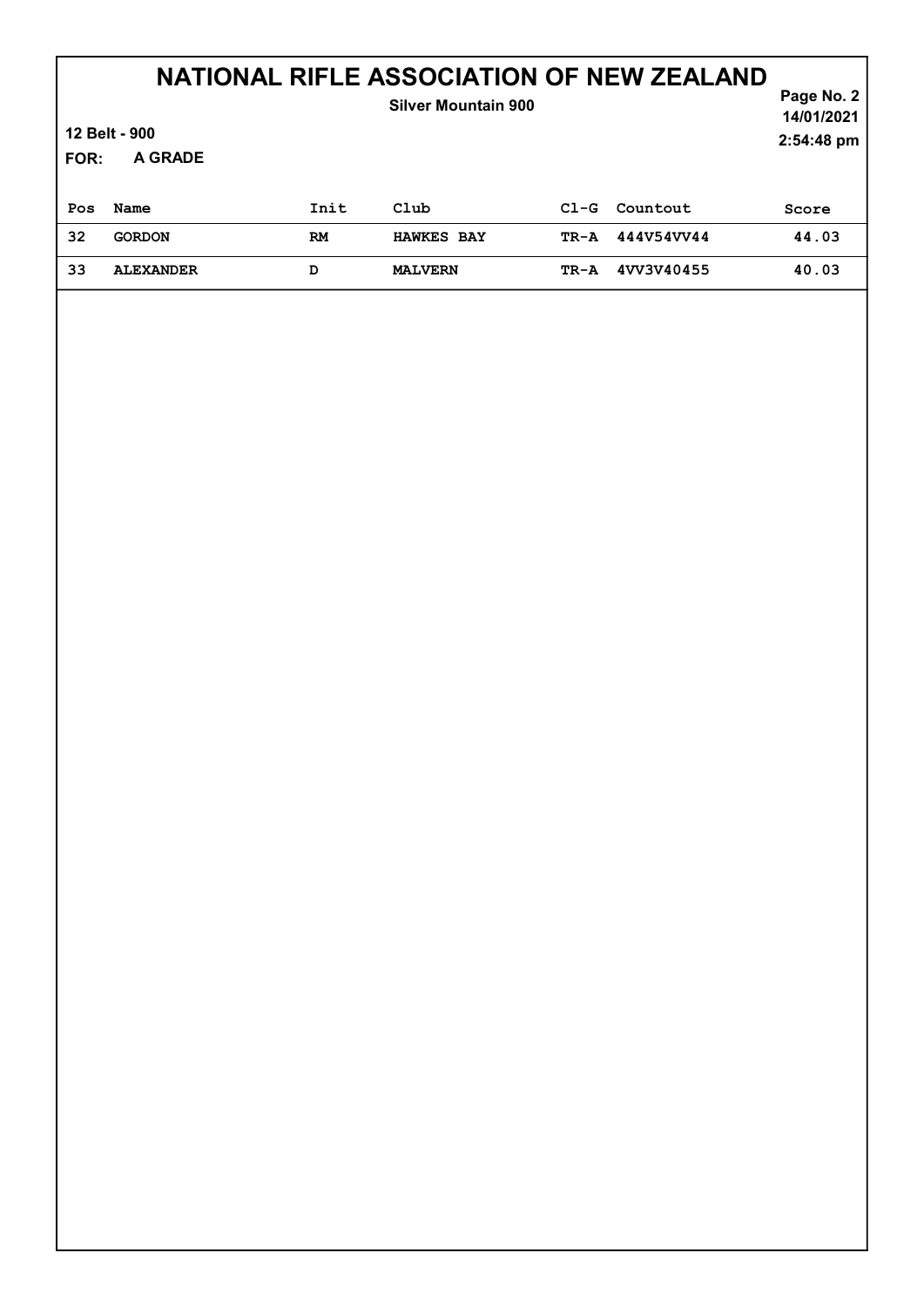# NATIONAL RIFLE ASSOCIATION OF NEW ZEALAND

**Silver Mountain 900**

**12 Belt - 900**

**FOR: A GRADE**

14/01/2021
2:54:48 pm

| Pos | Name | Init | Club | Cl-G | Countout | Score |
|---|---|---|---|---|---|---|
| 32 | GORDON | RM | HAWKES BAY | TR-A | 444V54VV44 | 44.03 |
| 33 | ALEXANDER | D | MALVERN | TR-A | 4VV3V40455 | 40.03 |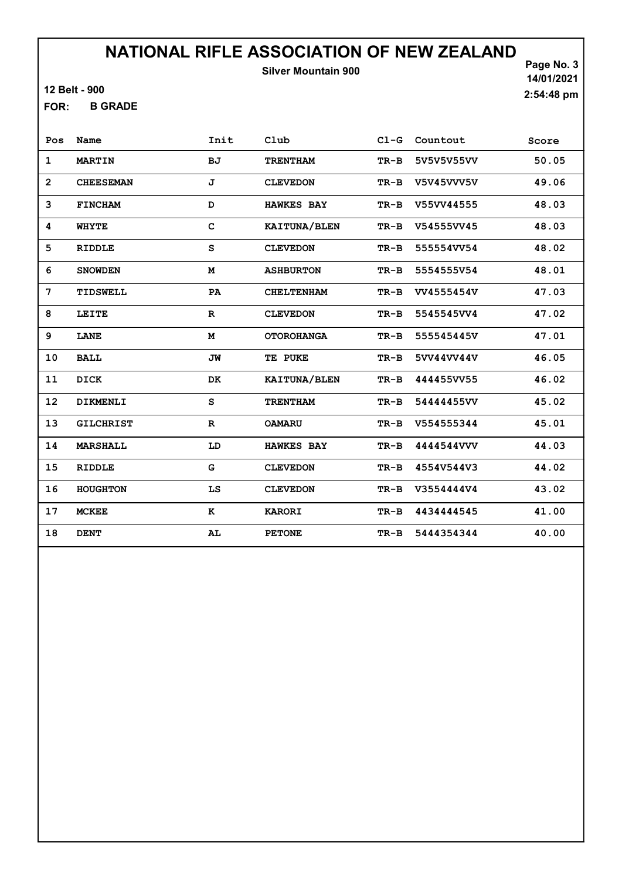# NATIONAL RIFLE ASSOCIATION OF NEW ZEALAND

**Silver Mountain 900**

**12 Belt - 900**

**FOR: B GRADE**

**14/01/2021**
**2:54:48 pm**

| Pos | Name | Init | Club | Cl-G | Countout | Score |
|---|---|---|---|---|---|---|
| 1 | MARTIN | BJ | TRENTHAM | TR-B | 5V5V5V55VV | 50.05 |
| 2 | CHEESEMAN | J | CLEVEDON | TR-B | V5V45VVV5V | 49.06 |
| 3 | FINCHAM | D | HAWKES BAY | TR-B | V55VV44555 | 48.03 |
| 4 | WHYTE | C | KAITUNA/BLEN | TR-B | V54555VV45 | 48.03 |
| 5 | RIDDLE | S | CLEVEDON | TR-B | 555554VV54 | 48.02 |
| 6 | SNOWDEN | M | ASHBURTON | TR-B | 5554555V54 | 48.01 |
| 7 | TIDSWELL | PA | CHELTENHAM | TR-B | VV4555454V | 47.03 |
| 8 | LEITE | R | CLEVEDON | TR-B | 5545545VV4 | 47.02 |
| 9 | LANE | M | OTOROHANGA | TR-B | 555545445V | 47.01 |
| 10 | BALL | JW | TE PUKE | TR-B | 5VV44VV44V | 46.05 |
| 11 | DICK | DK | KAITUNA/BLEN | TR-B | 444455VV55 | 46.02 |
| 12 | DIKMENLI | S | TRENTHAM | TR-B | 54444455VV | 45.02 |
| 13 | GILCHRIST | R | OAMARU | TR-B | V554555344 | 45.01 |
| 14 | MARSHALL | LD | HAWKES BAY | TR-B | 4444544VVV | 44.03 |
| 15 | RIDDLE | G | CLEVEDON | TR-B | 4554V544V3 | 44.02 |
| 16 | HOUGHTON | LS | CLEVEDON | TR-B | V3554444V4 | 43.02 |
| 17 | MCKEE | K | KARORI | TR-B | 4434444545 | 41.00 |
| 18 | DENT | AL | PETONE | TR-B | 5444354344 | 40.00 |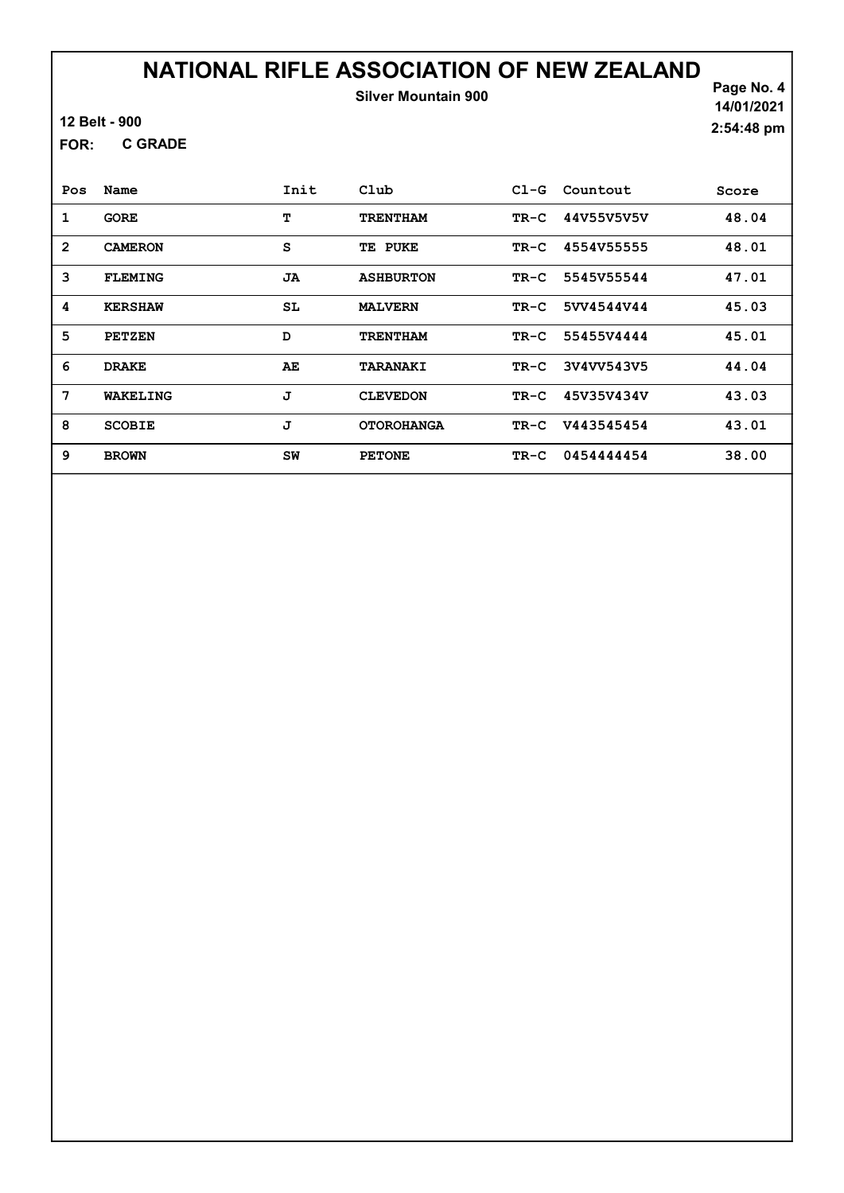# NATIONAL RIFLE ASSOCIATION OF NEW ZEALAND

**Silver Mountain 900**

**12 Belt - 900**

**FOR: C GRADE**

14/01/2021
2:54:48 pm

| Pos | Name | Init | Club | Cl-G | Countout | Score |
|---|---|---|---|---|---|---|
| 1 | GORE | T | TRENTHAM | TR-C | 44V55V5V5V | 48.04 |
| 2 | CAMERON | S | TE PUKE | TR-C | 4554V55555 | 48.01 |
| 3 | FLEMING | JA | ASHBURTON | TR-C | 5545V55544 | 47.01 |
| 4 | KERSHAW | SL | MALVERN | TR-C | 5VV4544V44 | 45.03 |
| 5 | PETZEN | D | TRENTHAM | TR-C | 55455V4444 | 45.01 |
| 6 | DRAKE | AE | TARANAKI | TR-C | 3V4VV543V5 | 44.04 |
| 7 | WAKELING | J | CLEVEDON | TR-C | 45V35V434V | 43.03 |
| 8 | SCOBIE | J | OTOROHANGA | TR-C | V443545454 | 43.01 |
| 9 | BROWN | SW | PETONE | TR-C | 0454444454 | 38.00 |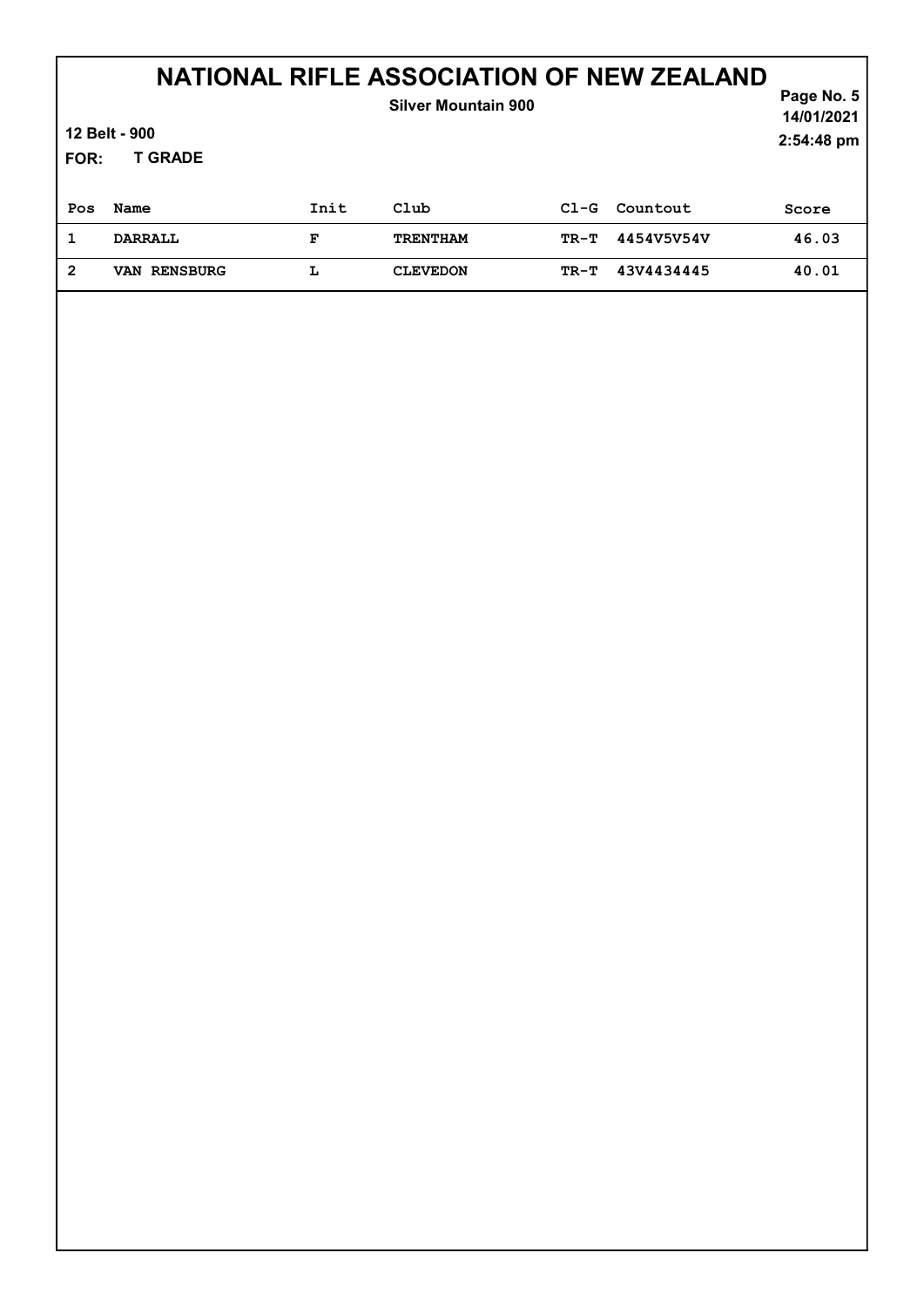# NATIONAL RIFLE ASSOCIATION OF NEW ZEALAND

**Silver Mountain 900**

**12 Belt - 900**

**FOR: T GRADE**

**14/01/2021**
**2:54:48 pm**

| Pos | Name | Init | Club | Cl-G | Countout | Score |
|---|---|---|---|---|---|---|
| 1 | DARRALL | F | TRENTHAM | TR-T | 4454V5V54V | 46.03 |
| 2 | VAN RENSBURG | L | CLEVEDON | TR-T | 43V4434445 | 40.01 |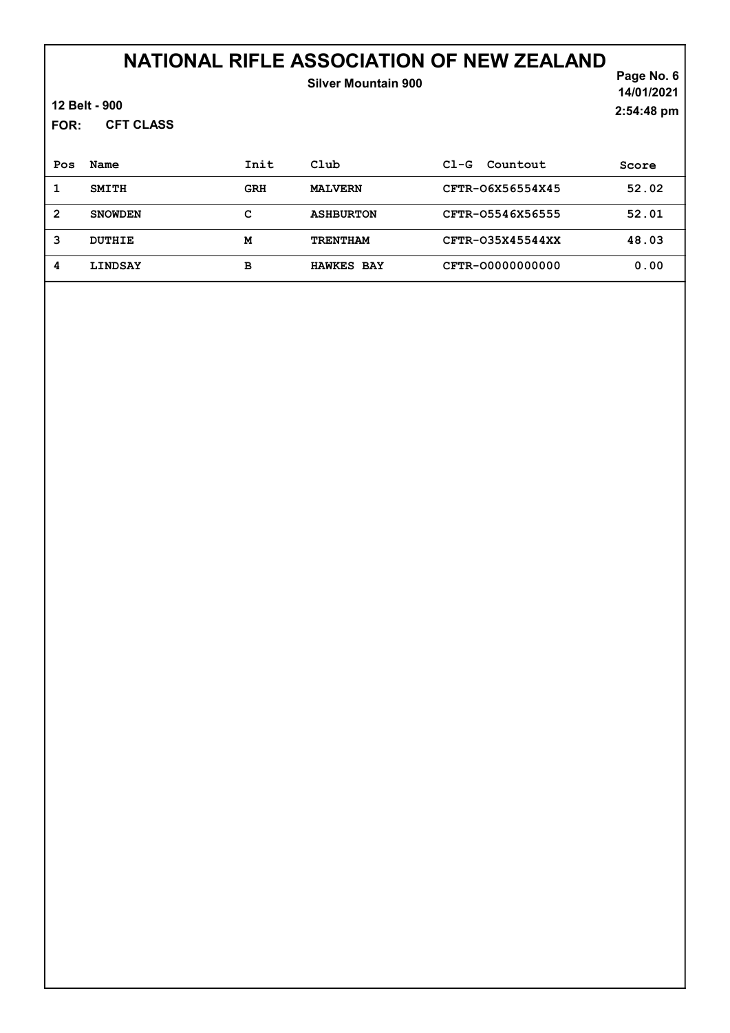# NATIONAL RIFLE ASSOCIATION OF NEW ZEALAND

**Silver Mountain 900**

**12 Belt - 900**

**FOR: CFT CLASS**

**14/01/2021**
**2:54:48 pm**

| Pos | Name | Init | Club | Cl-G Countout | Score |
|---|---|---|---|---|---|
| 1 | SMITH | GRH | MALVERN | CFTR-O6X56554X45 | 52.02 |
| 2 | SNOWDEN | C | ASHBURTON | CFTR-O5546X56555 | 52.01 |
| 3 | DUTHIE | M | TRENTHAM | CFTR-O35X45544XX | 48.03 |
| 4 | LINDSAY | B | HAWKES BAY | CFTR-O0000000000 | 0.00 |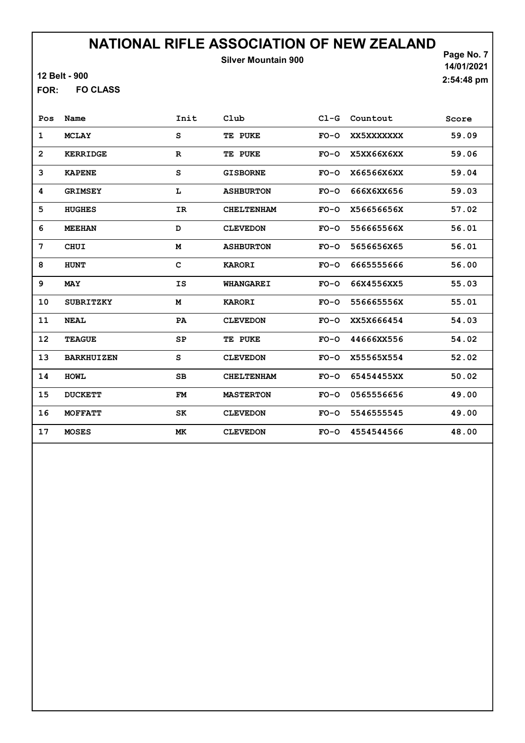# NATIONAL RIFLE ASSOCIATION OF NEW ZEALAND

**Silver Mountain 900**

Page No. 7
14/01/2021
2:54:48 pm

12 Belt - 900

FOR: FO CLASS

| Pos | Name | Init | Club | Cl-G | Countout | Score |
|---|---|---|---|---|---|---|
| 1 | MCLAY | S | TE PUKE | FO-O | XX5XXXXXXX | 59.09 |
| 2 | KERRIDGE | R | TE PUKE | FO-O | X5XX66X6XX | 59.06 |
| 3 | KAPENE | S | GISBORNE | FO-O | X66566X6XX | 59.04 |
| 4 | GRIMSEY | L | ASHBURTON | FO-O | 666X6XX656 | 59.03 |
| 5 | HUGHES | IR | CHELTENHAM | FO-O | X56656656X | 57.02 |
| 6 | MEEHAN | D | CLEVEDON | FO-O | 556665566X | 56.01 |
| 7 | CHUI | M | ASHBURTON | FO-O | 5656656X65 | 56.01 |
| 8 | HUNT | C | KARORI | FO-O | 6665555666 | 56.00 |
| 9 | MAY | IS | WHANGAREI | FO-O | 66X4556XX5 | 55.03 |
| 10 | SUBRITZKY | M | KARORI | FO-O | 556665556X | 55.01 |
| 11 | NEAL | PA | CLEVEDON | FO-O | XX5X666454 | 54.03 |
| 12 | TEAGUE | SP | TE PUKE | FO-O | 44666XX556 | 54.02 |
| 13 | BARKHUIZEN | S | CLEVEDON | FO-O | X55565X554 | 52.02 |
| 14 | HOWL | SB | CHELTENHAM | FO-O | 65454455XX | 50.02 |
| 15 | DUCKETT | FM | MASTERTON | FO-O | 0565556656 | 49.00 |
| 16 | MOFFATT | SK | CLEVEDON | FO-O | 5546555545 | 49.00 |
| 17 | MOSES | MK | CLEVEDON | FO-O | 4554544566 | 48.00 |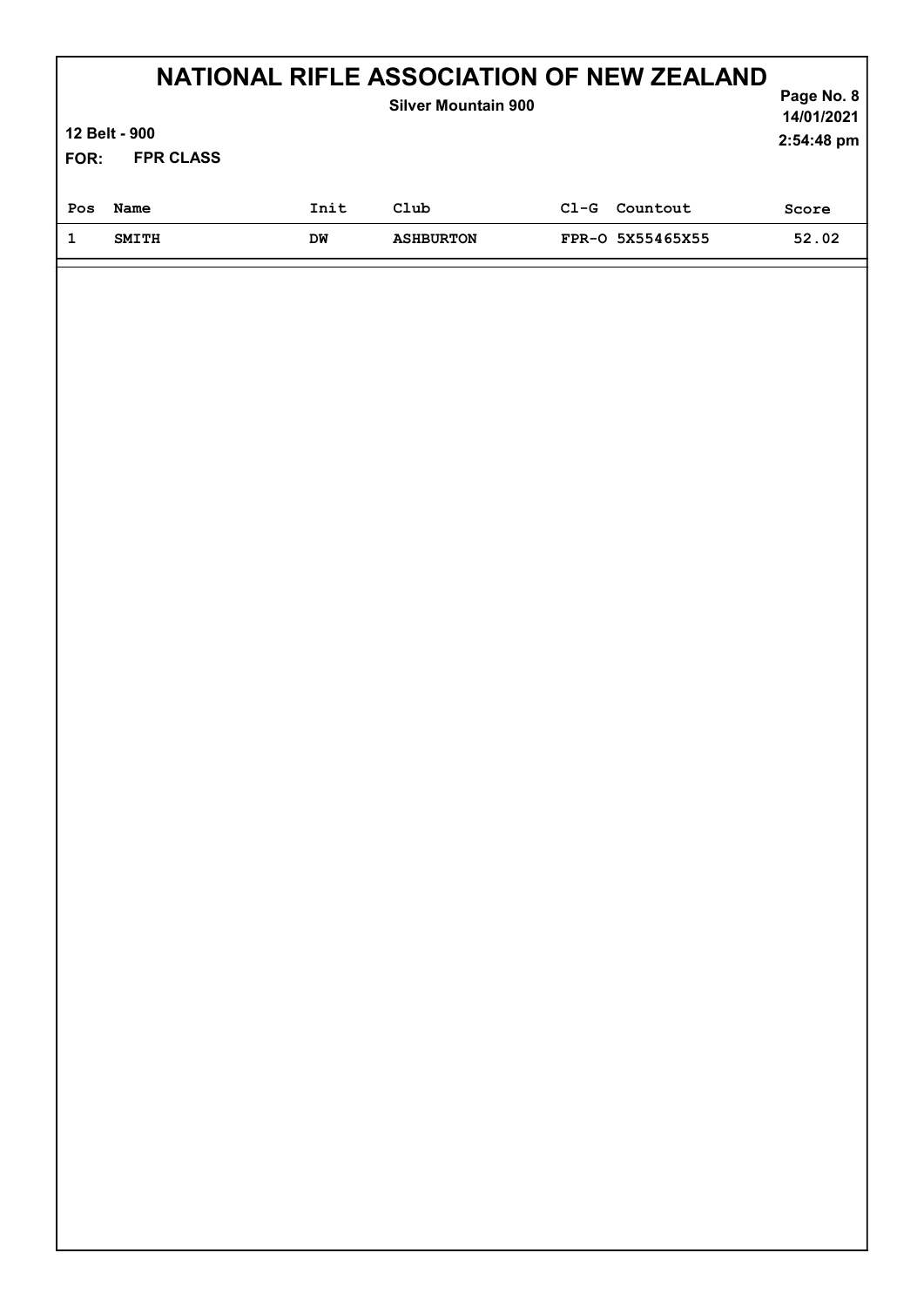# NATIONAL RIFLE ASSOCIATION OF NEW ZEALAND

**Silver Mountain 900**

**12 Belt - 900**

**FOR: FPR CLASS**

**Page No. 8**
**14/01/2021**
**2:54:48 pm**

| Pos | Name | Init | Club | Cl-G | Countout | Score |
|---|---|---|---|---|---|---|
| 1 | SMITH | DW | ASHBURTON | FPR-O | 5X55465X55 | 52.02 |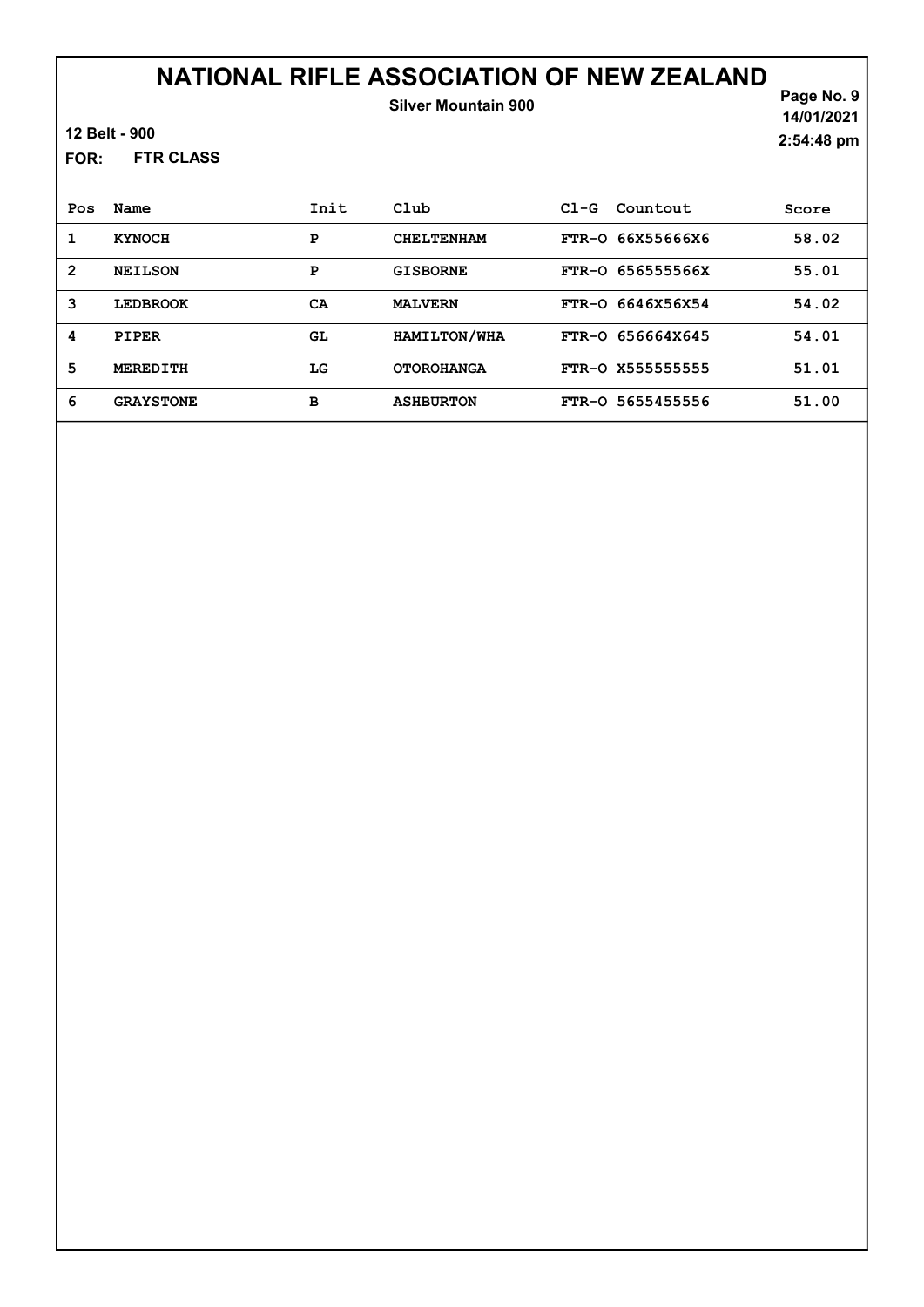# NATIONAL RIFLE ASSOCIATION OF NEW ZEALAND

**Silver Mountain 900**

**12 Belt - 900**

**FOR: FTR CLASS**

**14/01/2021**
**2:54:48 pm**

| Pos | Name | Init | Club | Cl-G | Countout | Score |
|---|---|---|---|---|---|---|
| 1 | KYNOCH | P | CHELTENHAM | FTR-O | 66X55666X6 | 58.02 |
| 2 | NEILSON | P | GISBORNE | FTR-O | 656555566X | 55.01 |
| 3 | LEDBROOK | CA | MALVERN | FTR-O | 6646X56X54 | 54.02 |
| 4 | PIPER | GL | HAMILTON/WHA | FTR-O | 656664X645 | 54.01 |
| 5 | MEREDITH | LG | OTOROHANGA | FTR-O | X555555555 | 51.01 |
| 6 | GRAYSTONE | B | ASHBURTON | FTR-O | 5655455556 | 51.00 |